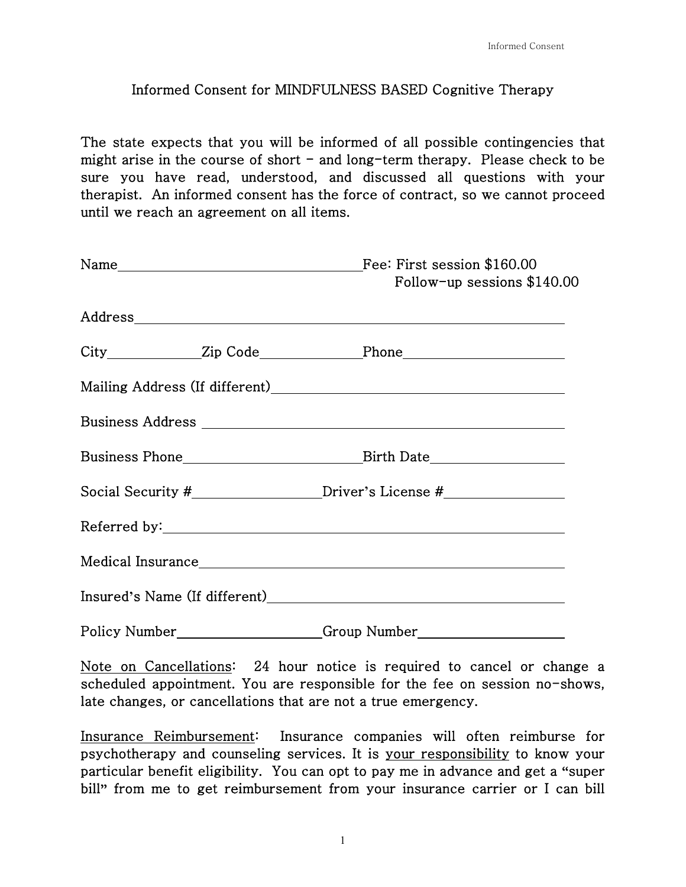# Informed Consent for MINDFULNESS BASED Cognitive Therapy

The state expects that you will be informed of all possible contingencies that might arise in the course of short – and long-term therapy. Please check to be sure you have read, understood, and discussed all questions with your therapist. An informed consent has the force of contract, so we cannot proceed until we reach an agreement on all items.

Name\_\_\_\_\_\_\_\_\_\_\_\_\_\_\_\_\_\_\_\_\_\_\_\_\_\_\_\_\_\_\_\_\_\_ Fee: First session $160.00
Follow-up sessions $140.00

Address\_\_\_\_\_\_\_\_\_\_\_\_\_\_\_\_\_\_\_\_\_\_\_\_\_\_\_\_\_\_\_\_\_\_\_\_\_\_\_\_\_\_\_\_\_\_\_\_\_\_\_\_\_\_\_\_\_\_

City\_\_\_\_\_\_\_\_\_\_\_\_ Zip Code\_\_\_\_\_\_\_\_\_\_\_\_\_\_ Phone\_\_\_\_\_\_\_\_\_\_\_\_\_\_\_\_\_\_\_\_\_\_\_

Mailing Address (If different)\_\_\_\_\_\_\_\_\_\_\_\_\_\_\_\_\_\_\_\_\_\_\_\_\_\_\_\_\_\_\_\_\_\_\_\_\_\_\_\_\_\_

Business Address \_\_\_\_\_\_\_\_\_\_\_\_\_\_\_\_\_\_\_\_\_\_\_\_\_\_\_\_\_\_\_\_\_\_\_\_\_\_\_\_\_\_\_\_\_\_\_\_\_\_

Business Phone\_\_\_\_\_\_\_\_\_\_\_\_\_\_\_\_\_\_\_\_\_\_\_\_\_ Birth Date\_\_\_\_\_\_\_\_\_\_\_\_\_\_\_\_\_\_\_

Social Security #\_\_\_\_\_\_\_\_\_\_\_\_\_\_\_\_\_\_\_ Driver's License #\_\_\_\_\_\_\_\_\_\_\_\_\_\_\_\_

Referred by:\_\_\_\_\_\_\_\_\_\_\_\_\_\_\_\_\_\_\_\_\_\_\_\_\_\_\_\_\_\_\_\_\_\_\_\_\_\_\_\_\_\_\_\_\_\_\_\_\_\_\_\_\_\_\_

Medical Insurance\_\_\_\_\_\_\_\_\_\_\_\_\_\_\_\_\_\_\_\_\_\_\_\_\_\_\_\_\_\_\_\_\_\_\_\_\_\_\_\_\_\_\_\_\_\_\_\_\_

Insured's Name (If different)\_\_\_\_\_\_\_\_\_\_\_\_\_\_\_\_\_\_\_\_\_\_\_\_\_\_\_\_\_\_\_\_\_\_\_\_\_\_\_\_\_

Policy Number\_\_\_\_\_\_\_\_\_\_\_\_\_\_\_\_\_\_\_\_ Group Number\_\_\_\_\_\_\_\_\_\_\_\_\_\_\_\_\_\_\_\_

<u>Note on Cancellations</u>: 24 hour notice is required to cancel or change a scheduled appointment. You are responsible for the fee on session no-shows, late changes, or cancellations that are not a true emergency.

<u>Insurance Reimbursement</u>: Insurance companies will often reimburse for psychotherapy and counseling services. It is <u>your responsibility</u> to know your particular benefit eligibility. You can opt to pay me in advance and get a "super bill" from me to get reimbursement from your insurance carrier or I can bill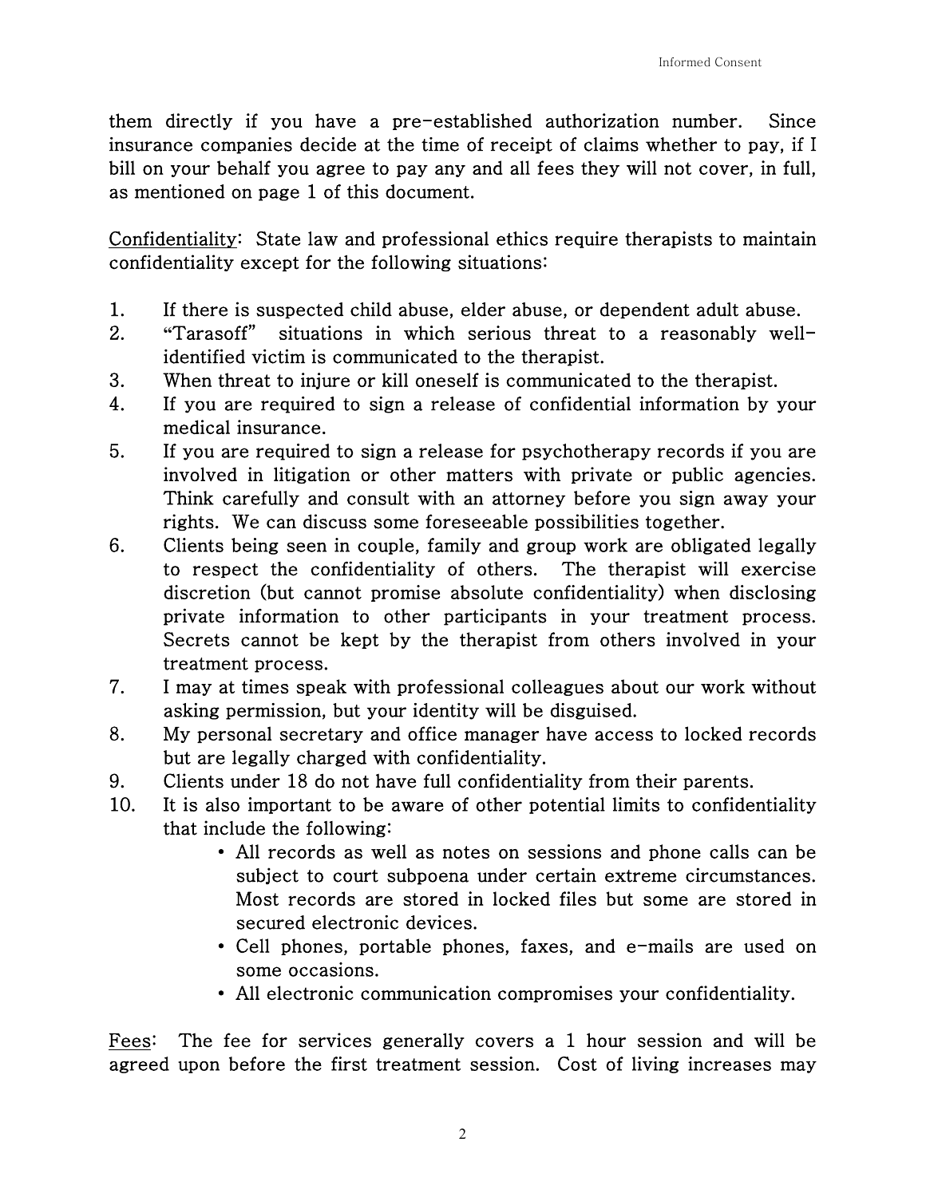them directly if you have a pre-established authorization number. Since insurance companies decide at the time of receipt of claims whether to pay, if I bill on your behalf you agree to pay any and all fees they will not cover, in full, as mentioned on page 1 of this document.

<u>Confidentiality</u>: State law and professional ethics require therapists to maintain confidentiality except for the following situations:

1. If there is suspected child abuse, elder abuse, or dependent adult abuse.
2. "Tarasoff" situations in which serious threat to a reasonably well-identified victim is communicated to the therapist.
3. When threat to injure or kill oneself is communicated to the therapist.
4. If you are required to sign a release of confidential information by your medical insurance.
5. If you are required to sign a release for psychotherapy records if you are involved in litigation or other matters with private or public agencies. Think carefully and consult with an attorney before you sign away your rights. We can discuss some foreseeable possibilities together.
6. Clients being seen in couple, family and group work are obligated legally to respect the confidentiality of others. The therapist will exercise discretion (but cannot promise absolute confidentiality) when disclosing private information to other participants in your treatment process. Secrets cannot be kept by the therapist from others involved in your treatment process.
7. I may at times speak with professional colleagues about our work without asking permission, but your identity will be disguised.
8. My personal secretary and office manager have access to locked records but are legally charged with confidentiality.
9. Clients under 18 do not have full confidentiality from their parents.
10. It is also important to be aware of other potential limits to confidentiality that include the following:
    - All records as well as notes on sessions and phone calls can be subject to court subpoena under certain extreme circumstances. Most records are stored in locked files but some are stored in secured electronic devices.
    - Cell phones, portable phones, faxes, and e-mails are used on some occasions.
    - All electronic communication compromises your confidentiality.

<u>Fees</u>: The fee for services generally covers a 1 hour session and will be agreed upon before the first treatment session. Cost of living increases may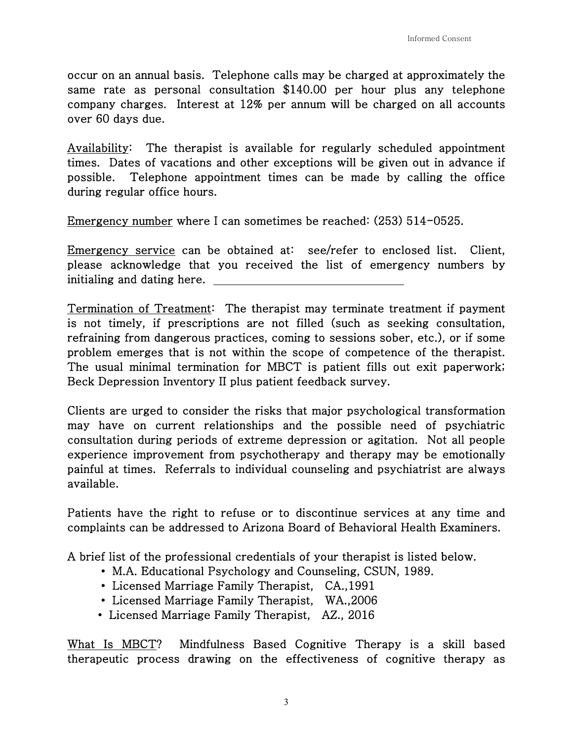occur on an annual basis. Telephone calls may be charged at approximately the same rate as personal consultation $140.00 per hour plus any telephone company charges. Interest at 12% per annum will be charged on all accounts over 60 days due.

<u>Availability</u>: The therapist is available for regularly scheduled appointment times. Dates of vacations and other exceptions will be given out in advance if possible. Telephone appointment times can be made by calling the office during regular office hours.

<u>Emergency number</u> where I can sometimes be reached: (253) 514-0525.

<u>Emergency service</u> can be obtained at: see/refer to enclosed list. Client, please acknowledge that you received the list of emergency numbers by initialing and dating here. ______________________________

<u>Termination of Treatment</u>: The therapist may terminate treatment if payment is not timely, if prescriptions are not filled (such as seeking consultation, refraining from dangerous practices, coming to sessions sober, etc.), or if some problem emerges that is not within the scope of competence of the therapist. The usual minimal termination for MBCT is patient fills out exit paperwork; Beck Depression Inventory II plus patient feedback survey.

Clients are urged to consider the risks that major psychological transformation may have on current relationships and the possible need of psychiatric consultation during periods of extreme depression or agitation. Not all people experience improvement from psychotherapy and therapy may be emotionally painful at times. Referrals to individual counseling and psychiatrist are always available.

Patients have the right to refuse or to discontinue services at any time and complaints can be addressed to Arizona Board of Behavioral Health Examiners.

A brief list of the professional credentials of your therapist is listed below.

- M.A. Educational Psychology and Counseling, CSUN, 1989.
- Licensed Marriage Family Therapist, CA.,1991
- Licensed Marriage Family Therapist, WA.,2006
- Licensed Marriage Family Therapist, AZ., 2016

<u>What Is MBCT</u>? Mindfulness Based Cognitive Therapy is a skill based therapeutic process drawing on the effectiveness of cognitive therapy as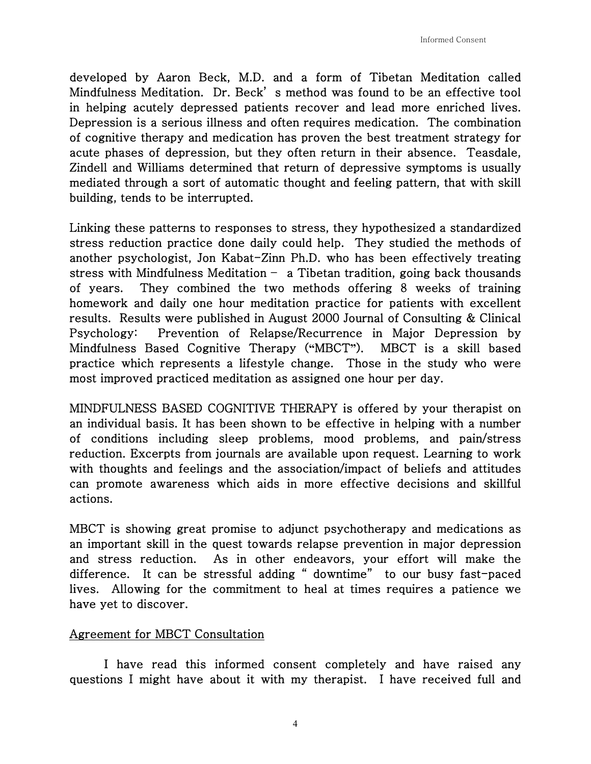developed by Aaron Beck, M.D. and a form of Tibetan Meditation called Mindfulness Meditation. Dr. Beck' s method was found to be an effective tool in helping acutely depressed patients recover and lead more enriched lives. Depression is a serious illness and often requires medication. The combination of cognitive therapy and medication has proven the best treatment strategy for acute phases of depression, but they often return in their absence. Teasdale, Zindell and Williams determined that return of depressive symptoms is usually mediated through a sort of automatic thought and feeling pattern, that with skill building, tends to be interrupted.

Linking these patterns to responses to stress, they hypothesized a standardized stress reduction practice done daily could help. They studied the methods of another psychologist, Jon Kabat-Zinn Ph.D. who has been effectively treating stress with Mindfulness Meditation – a Tibetan tradition, going back thousands of years. They combined the two methods offering 8 weeks of training homework and daily one hour meditation practice for patients with excellent results. Results were published in August 2000 Journal of Consulting & Clinical Psychology: Prevention of Relapse/Recurrence in Major Depression by Mindfulness Based Cognitive Therapy ("MBCT"). MBCT is a skill based practice which represents a lifestyle change. Those in the study who were most improved practiced meditation as assigned one hour per day.

MINDFULNESS BASED COGNITIVE THERAPY is offered by your therapist on an individual basis. It has been shown to be effective in helping with a number of conditions including sleep problems, mood problems, and pain/stress reduction. Excerpts from journals are available upon request. Learning to work with thoughts and feelings and the association/impact of beliefs and attitudes can promote awareness which aids in more effective decisions and skillful actions.

MBCT is showing great promise to adjunct psychotherapy and medications as an important skill in the quest towards relapse prevention in major depression and stress reduction. As in other endeavors, your effort will make the difference. It can be stressful adding " downtime" to our busy fast-paced lives. Allowing for the commitment to heal at times requires a patience we have yet to discover.

<u>Agreement for MBCT Consultation</u>

I have read this informed consent completely and have raised any questions I might have about it with my therapist. I have received full and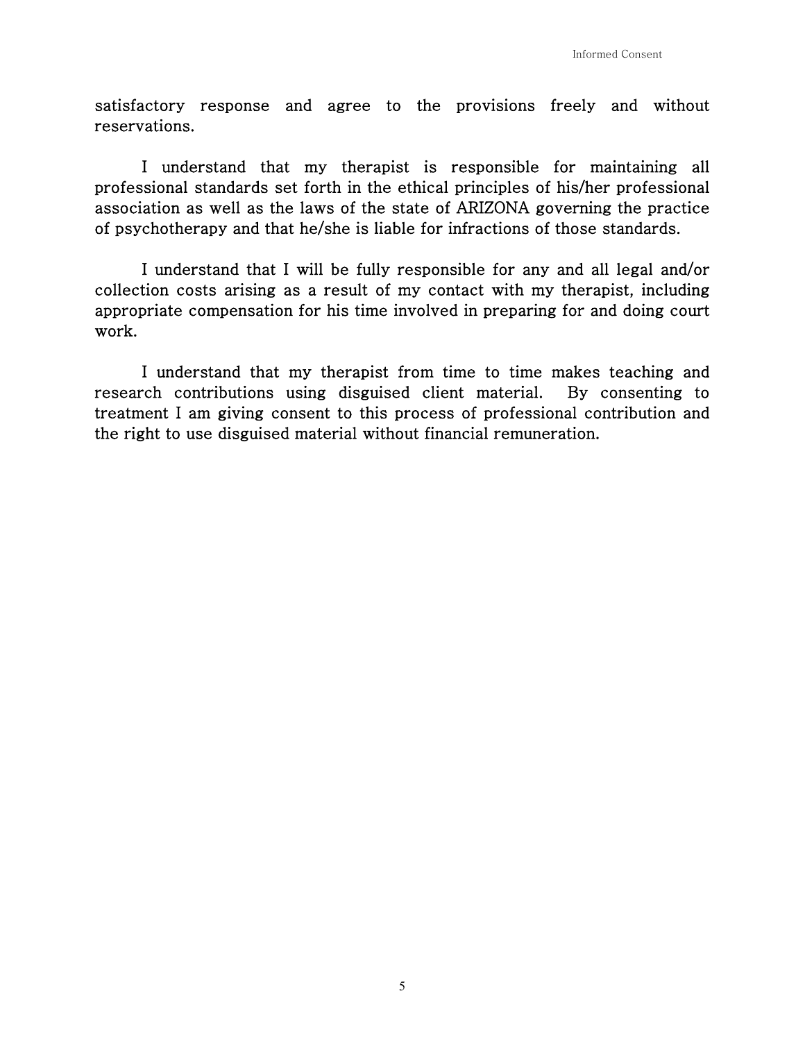satisfactory response and agree to the provisions freely and without reservations.

I understand that my therapist is responsible for maintaining all professional standards set forth in the ethical principles of his/her professional association as well as the laws of the state of ARIZONA governing the practice of psychotherapy and that he/she is liable for infractions of those standards.

I understand that I will be fully responsible for any and all legal and/or collection costs arising as a result of my contact with my therapist, including appropriate compensation for his time involved in preparing for and doing court work.

I understand that my therapist from time to time makes teaching and research contributions using disguised client material. By consenting to treatment I am giving consent to this process of professional contribution and the right to use disguised material without financial remuneration.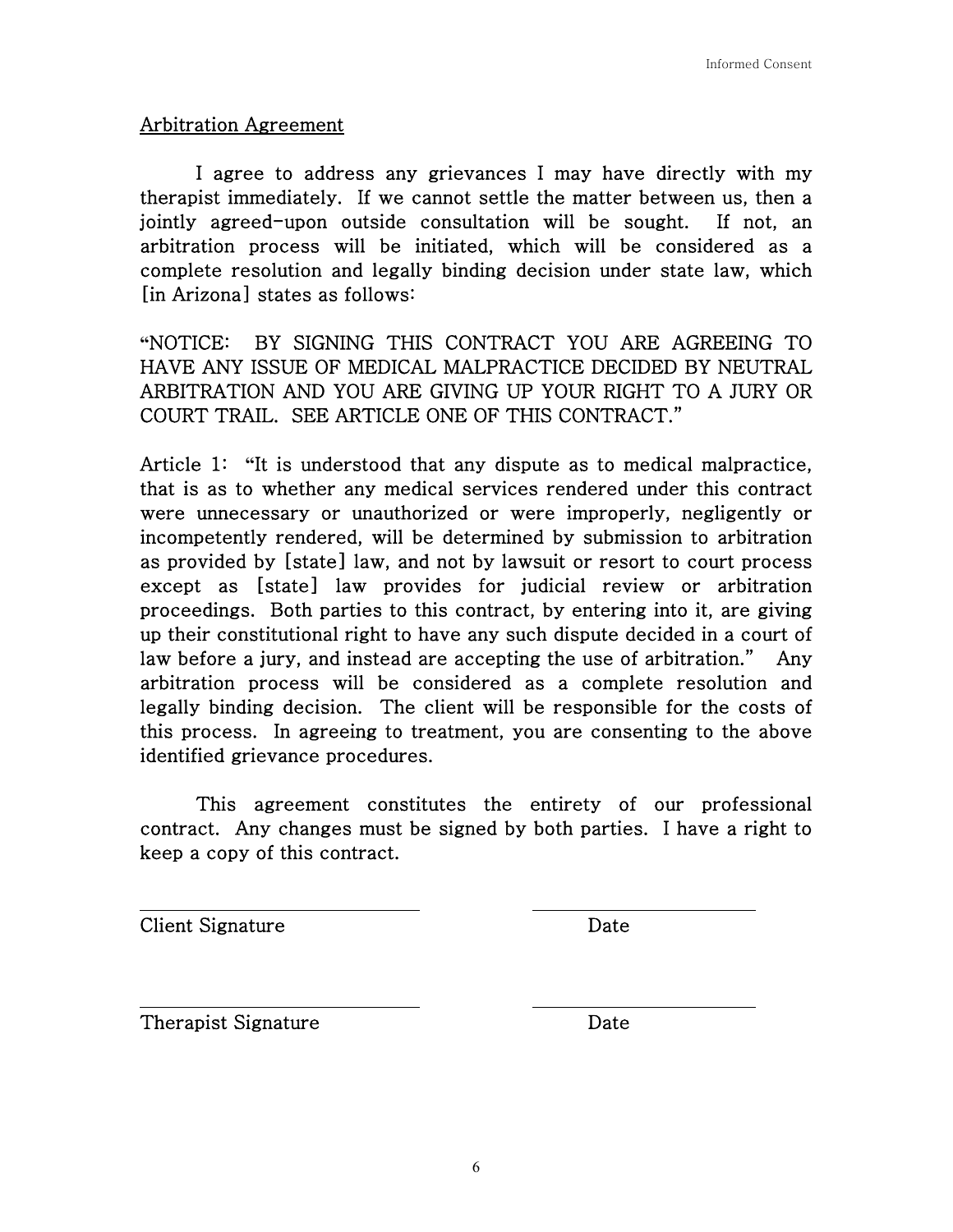## Arbitration Agreement

I agree to address any grievances I may have directly with my therapist immediately. If we cannot settle the matter between us, then a jointly agreed-upon outside consultation will be sought. If not, an arbitration process will be initiated, which will be considered as a complete resolution and legally binding decision under state law, which [in Arizona] states as follows:

"NOTICE: BY SIGNING THIS CONTRACT YOU ARE AGREEING TO HAVE ANY ISSUE OF MEDICAL MALPRACTICE DECIDED BY NEUTRAL ARBITRATION AND YOU ARE GIVING UP YOUR RIGHT TO A JURY OR COURT TRAIL. SEE ARTICLE ONE OF THIS CONTRACT."

Article 1: "It is understood that any dispute as to medical malpractice, that is as to whether any medical services rendered under this contract were unnecessary or unauthorized or were improperly, negligently or incompetently rendered, will be determined by submission to arbitration as provided by [state] law, and not by lawsuit or resort to court process except as [state] law provides for judicial review or arbitration proceedings. Both parties to this contract, by entering into it, are giving up their constitutional right to have any such dispute decided in a court of law before a jury, and instead are accepting the use of arbitration." Any arbitration process will be considered as a complete resolution and legally binding decision. The client will be responsible for the costs of this process. In agreeing to treatment, you are consenting to the above identified grievance procedures.

This agreement constitutes the entirety of our professional contract. Any changes must be signed by both parties. I have a right to keep a copy of this contract.

\_\_\_\_\_\_\_\_\_\_\_\_\_\_\_\_\_\_\_\_\_\_\_\_\_\_\_\_ \_\_\_\_\_\_\_\_\_\_\_\_\_\_\_\_\_\_\_\_\_\_

Client Signature Date

\_\_\_\_\_\_\_\_\_\_\_\_\_\_\_\_\_\_\_\_\_\_\_\_\_\_\_\_ \_\_\_\_\_\_\_\_\_\_\_\_\_\_\_\_\_\_\_\_\_\_

Therapist Signature Date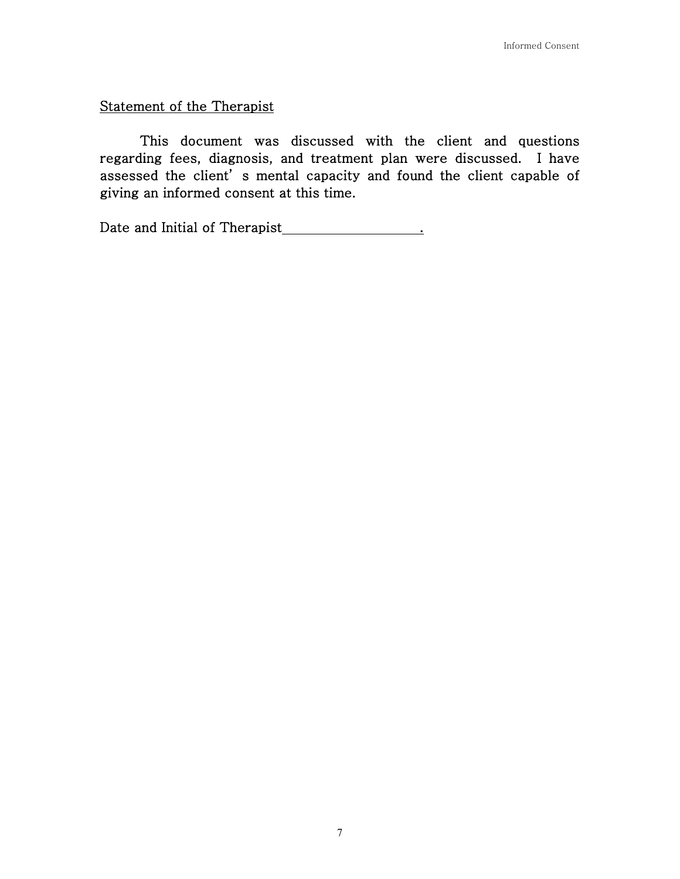Statement of the Therapist

This document was discussed with the client and questions regarding fees, diagnosis, and treatment plan were discussed. I have assessed the client's mental capacity and found the client capable of giving an informed consent at this time.

Date and Initial of Therapist____________________.